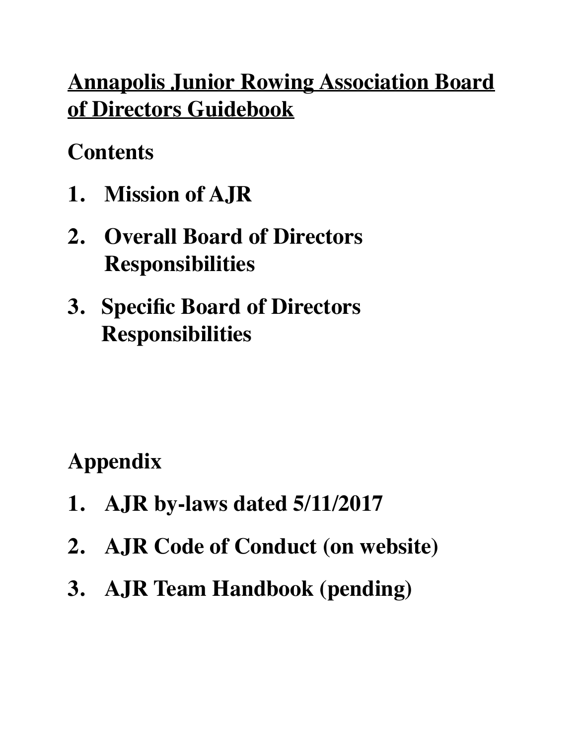# Annapolis Junior Rowing Association Board of Directors Guidebook

## Contents

1. **Mission of AJR**
2. **Overall Board of Directors Responsibilities**
3. **Specific Board of Directors Responsibilities**

## Appendix

1. **AJR by-laws dated 5/11/2017**
2. **AJR Code of Conduct (on website)**
3. **AJR Team Handbook (pending)**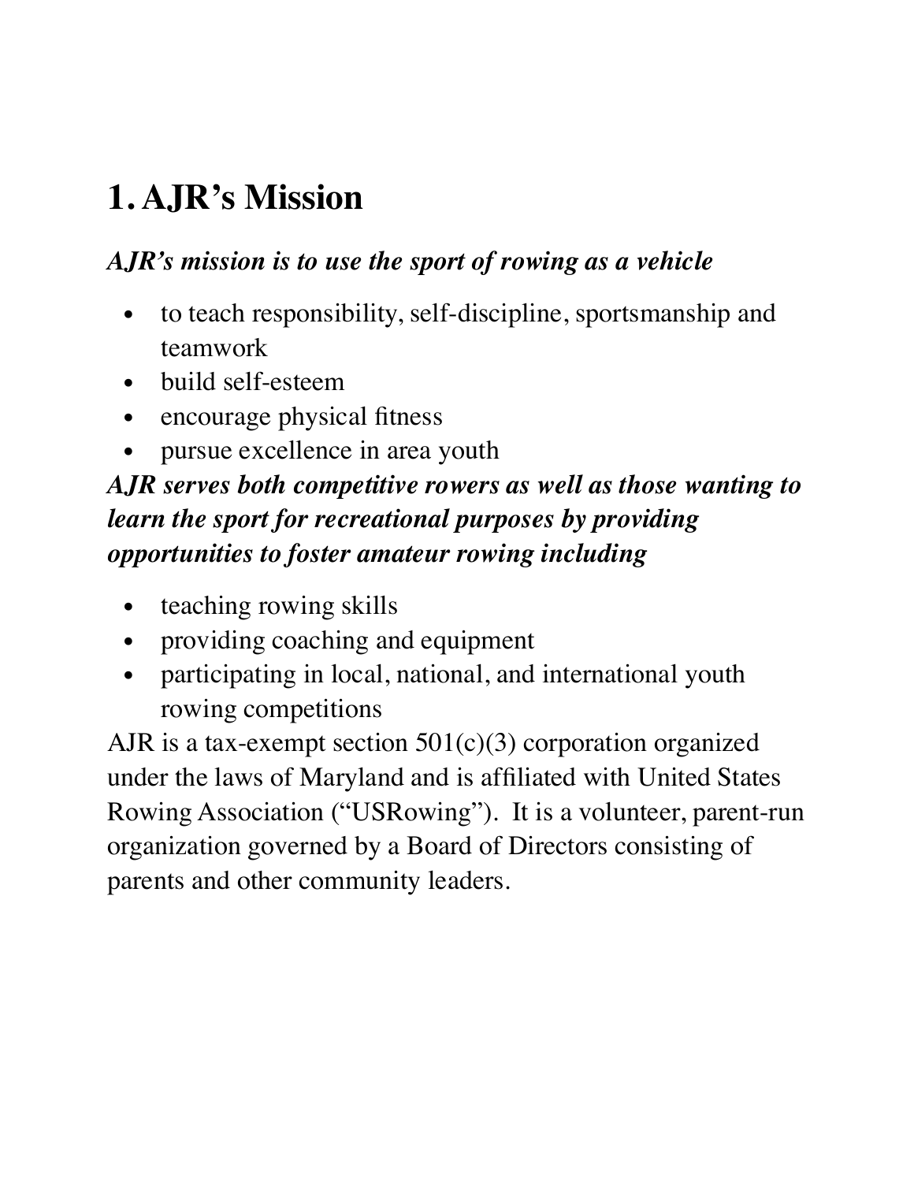# 1. AJR's Mission

***AJR's mission is to use the sport of rowing as a vehicle***

- to teach responsibility, self-discipline, sportsmanship and teamwork
- build self-esteem
- encourage physical fitness
- pursue excellence in area youth

***AJR serves both competitive rowers as well as those wanting to learn the sport for recreational purposes by providing opportunities to foster amateur rowing including***

- teaching rowing skills
- providing coaching and equipment
- participating in local, national, and international youth rowing competitions

AJR is a tax-exempt section 501(c)(3) corporation organized under the laws of Maryland and is affiliated with United States Rowing Association ("USRowing"). It is a volunteer, parent-run organization governed by a Board of Directors consisting of parents and other community leaders.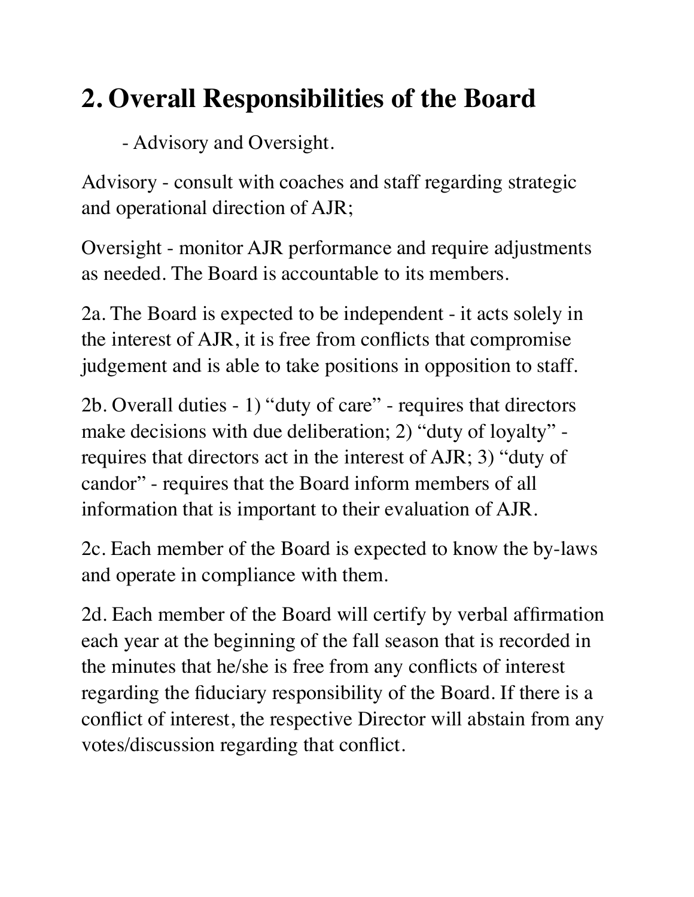# 2. Overall Responsibilities of the Board

- Advisory and Oversight.

Advisory - consult with coaches and staff regarding strategic and operational direction of AJR;

Oversight - monitor AJR performance and require adjustments as needed. The Board is accountable to its members.

2a. The Board is expected to be independent - it acts solely in the interest of AJR, it is free from conflicts that compromise judgement and is able to take positions in opposition to staff.

2b. Overall duties - 1) "duty of care" - requires that directors make decisions with due deliberation; 2) "duty of loyalty" - requires that directors act in the interest of AJR; 3) "duty of candor" - requires that the Board inform members of all information that is important to their evaluation of AJR.

2c. Each member of the Board is expected to know the by-laws and operate in compliance with them.

2d. Each member of the Board will certify by verbal affirmation each year at the beginning of the fall season that is recorded in the minutes that he/she is free from any conflicts of interest regarding the fiduciary responsibility of the Board. If there is a conflict of interest, the respective Director will abstain from any votes/discussion regarding that conflict.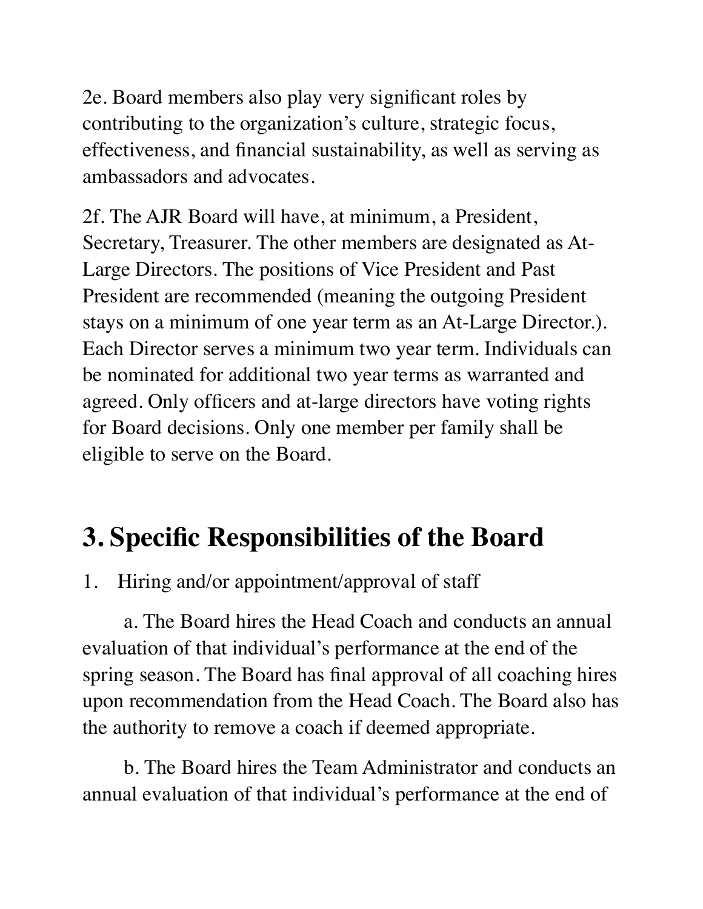2e. Board members also play very significant roles by contributing to the organization's culture, strategic focus, effectiveness, and financial sustainability, as well as serving as ambassadors and advocates.

2f. The AJR Board will have, at minimum, a President, Secretary, Treasurer. The other members are designated as At-Large Directors. The positions of Vice President and Past President are recommended (meaning the outgoing President stays on a minimum of one year term as an At-Large Director.). Each Director serves a minimum two year term. Individuals can be nominated for additional two year terms as warranted and agreed. Only officers and at-large directors have voting rights for Board decisions. Only one member per family shall be eligible to serve on the Board.

## 3. Specific Responsibilities of the Board

1. Hiring and/or appointment/approval of staff

   a. The Board hires the Head Coach and conducts an annual evaluation of that individual's performance at the end of the spring season. The Board has final approval of all coaching hires upon recommendation from the Head Coach. The Board also has the authority to remove a coach if deemed appropriate.

   b. The Board hires the Team Administrator and conducts an annual evaluation of that individual's performance at the end of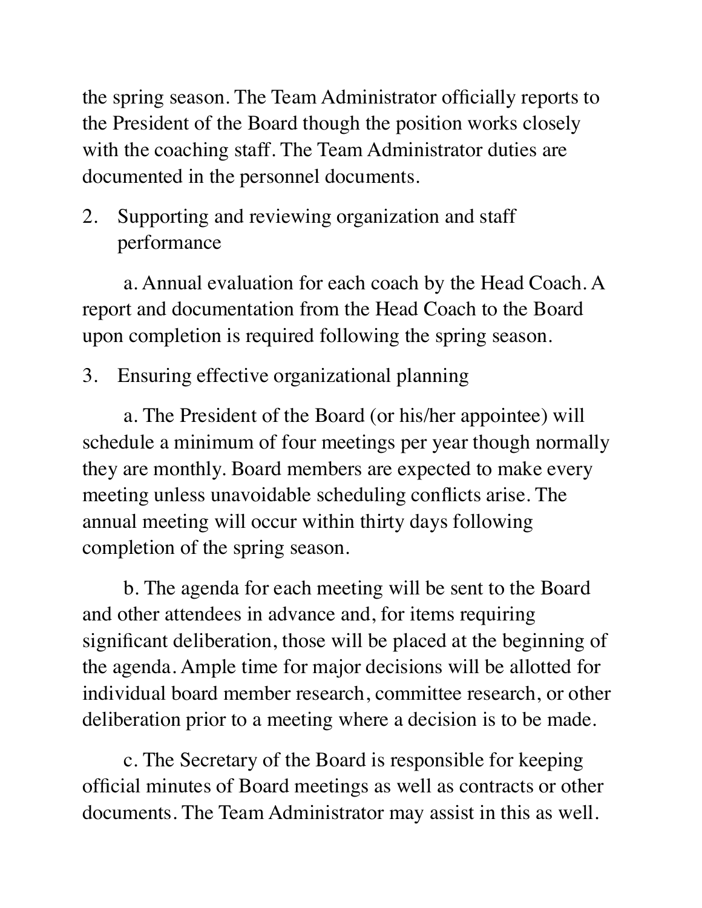the spring season. The Team Administrator officially reports to the President of the Board though the position works closely with the coaching staff. The Team Administrator duties are documented in the personnel documents.

2. Supporting and reviewing organization and staff performance

   a. Annual evaluation for each coach by the Head Coach. A report and documentation from the Head Coach to the Board upon completion is required following the spring season.

3. Ensuring effective organizational planning

   a. The President of the Board (or his/her appointee) will schedule a minimum of four meetings per year though normally they are monthly. Board members are expected to make every meeting unless unavoidable scheduling conflicts arise. The annual meeting will occur within thirty days following completion of the spring season.

   b. The agenda for each meeting will be sent to the Board and other attendees in advance and, for items requiring significant deliberation, those will be placed at the beginning of the agenda. Ample time for major decisions will be allotted for individual board member research, committee research, or other deliberation prior to a meeting where a decision is to be made.

   c. The Secretary of the Board is responsible for keeping official minutes of Board meetings as well as contracts or other documents. The Team Administrator may assist in this as well.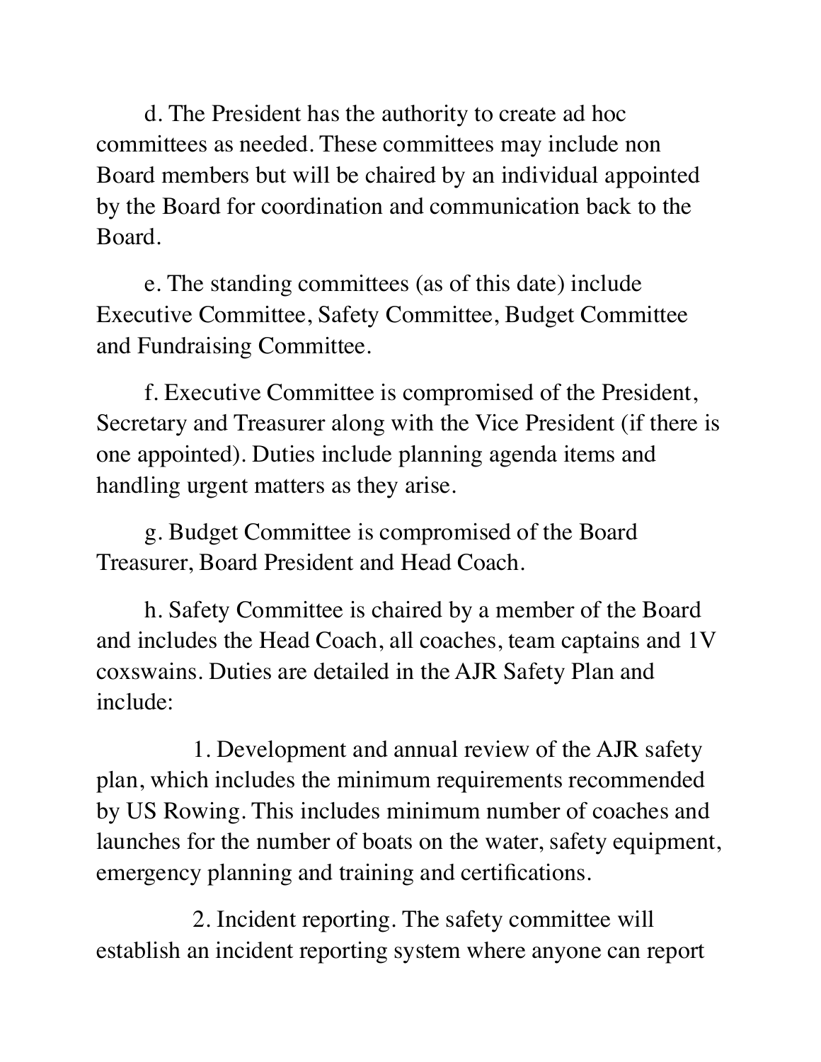d. The President has the authority to create ad hoc committees as needed. These committees may include non Board members but will be chaired by an individual appointed by the Board for coordination and communication back to the Board.

e. The standing committees (as of this date) include Executive Committee, Safety Committee, Budget Committee and Fundraising Committee.

f. Executive Committee is compromised of the President, Secretary and Treasurer along with the Vice President (if there is one appointed). Duties include planning agenda items and handling urgent matters as they arise.

g. Budget Committee is compromised of the Board Treasurer, Board President and Head Coach.

h. Safety Committee is chaired by a member of the Board and includes the Head Coach, all coaches, team captains and 1V coxswains. Duties are detailed in the AJR Safety Plan and include:

1. Development and annual review of the AJR safety plan, which includes the minimum requirements recommended by US Rowing. This includes minimum number of coaches and launches for the number of boats on the water, safety equipment, emergency planning and training and certifications.

2. Incident reporting. The safety committee will establish an incident reporting system where anyone can report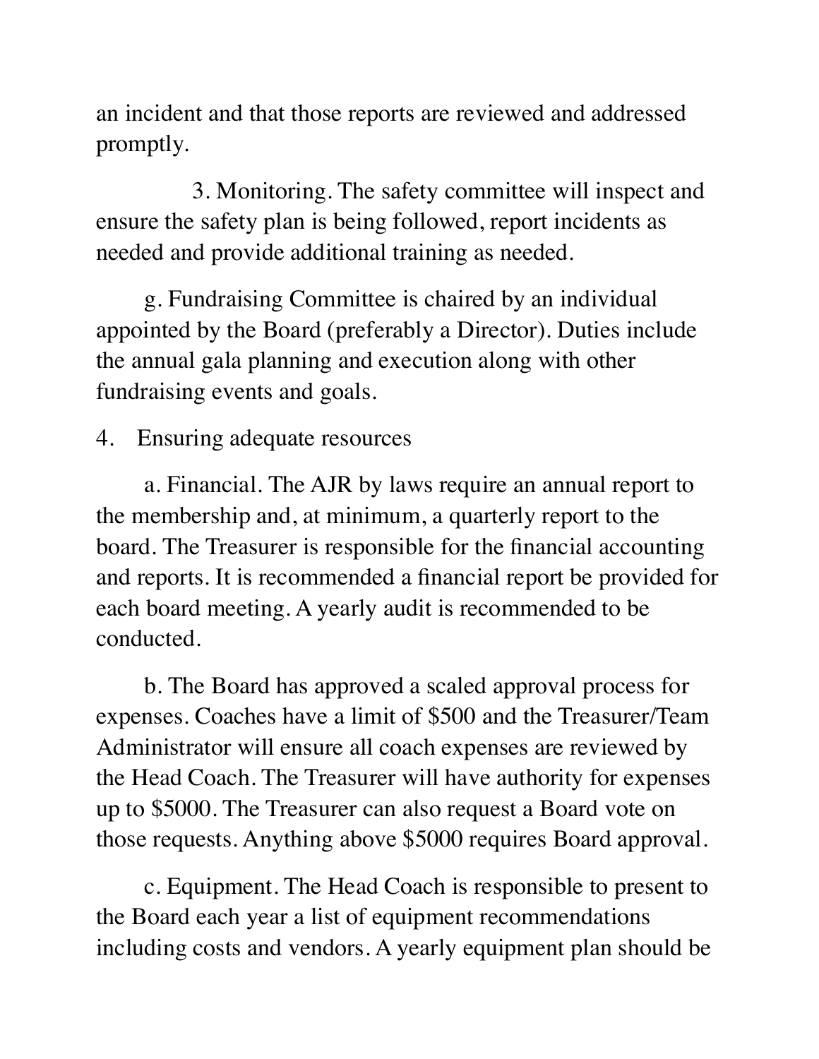an incident and that those reports are reviewed and addressed promptly.

3. Monitoring. The safety committee will inspect and ensure the safety plan is being followed, report incidents as needed and provide additional training as needed.

g. Fundraising Committee is chaired by an individual appointed by the Board (preferably a Director). Duties include the annual gala planning and execution along with other fundraising events and goals.

4. Ensuring adequate resources

a. Financial. The AJR by laws require an annual report to the membership and, at minimum, a quarterly report to the board. The Treasurer is responsible for the financial accounting and reports. It is recommended a financial report be provided for each board meeting. A yearly audit is recommended to be conducted.

b. The Board has approved a scaled approval process for expenses. Coaches have a limit of $500 and the Treasurer/Team Administrator will ensure all coach expenses are reviewed by the Head Coach. The Treasurer will have authority for expenses up to $5000. The Treasurer can also request a Board vote on those requests. Anything above $5000 requires Board approval.

c. Equipment. The Head Coach is responsible to present to the Board each year a list of equipment recommendations including costs and vendors. A yearly equipment plan should be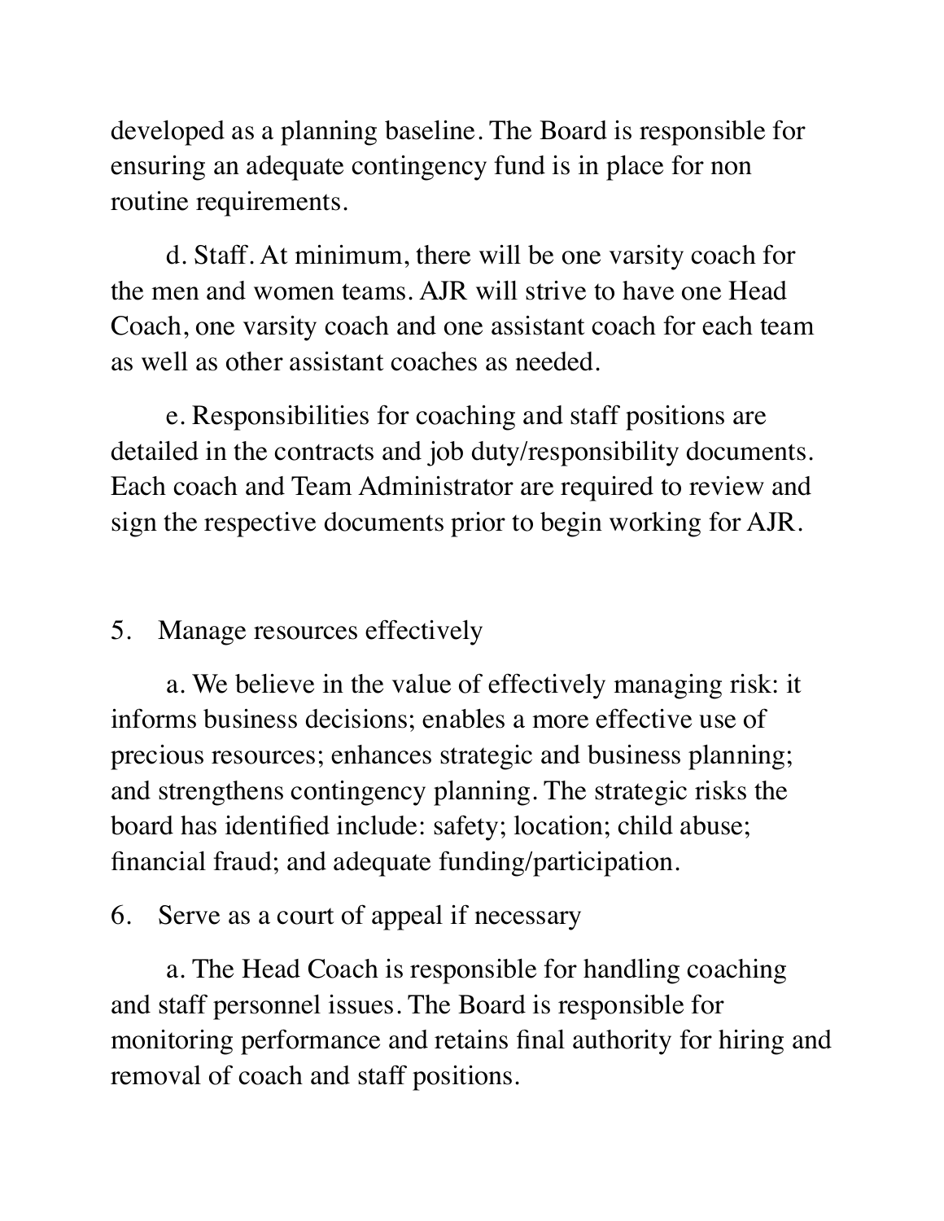developed as a planning baseline. The Board is responsible for ensuring an adequate contingency fund is in place for non routine requirements.

d. Staff. At minimum, there will be one varsity coach for the men and women teams. AJR will strive to have one Head Coach, one varsity coach and one assistant coach for each team as well as other assistant coaches as needed.

e. Responsibilities for coaching and staff positions are detailed in the contracts and job duty/responsibility documents. Each coach and Team Administrator are required to review and sign the respective documents prior to begin working for AJR.

5. Manage resources effectively

a. We believe in the value of effectively managing risk: it informs business decisions; enables a more effective use of precious resources; enhances strategic and business planning; and strengthens contingency planning. The strategic risks the board has identified include: safety; location; child abuse; financial fraud; and adequate funding/participation.

6. Serve as a court of appeal if necessary

a. The Head Coach is responsible for handling coaching and staff personnel issues. The Board is responsible for monitoring performance and retains final authority for hiring and removal of coach and staff positions.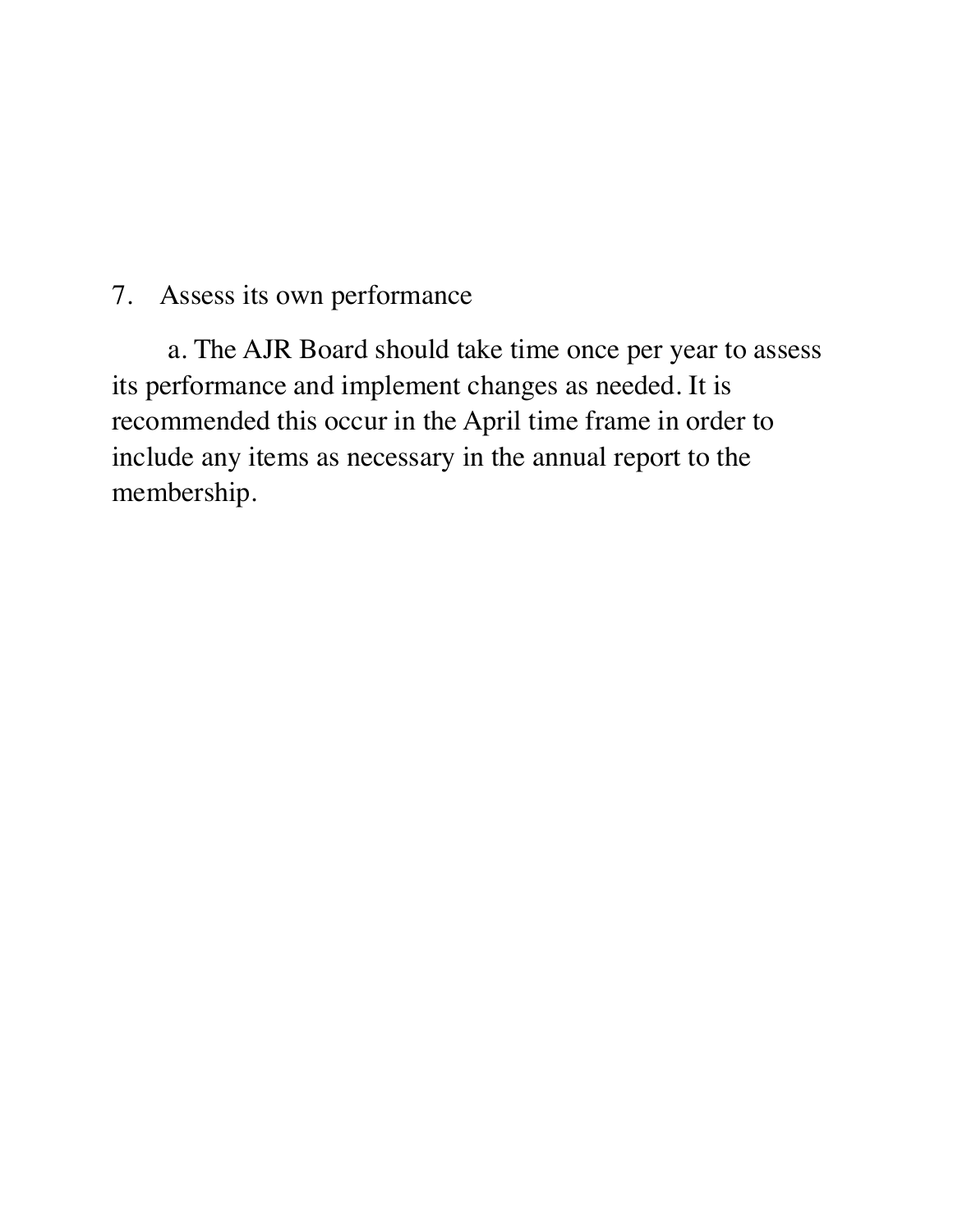7. Assess its own performance

    a. The AJR Board should take time once per year to assess its performance and implement changes as needed. It is recommended this occur in the April time frame in order to include any items as necessary in the annual report to the membership.